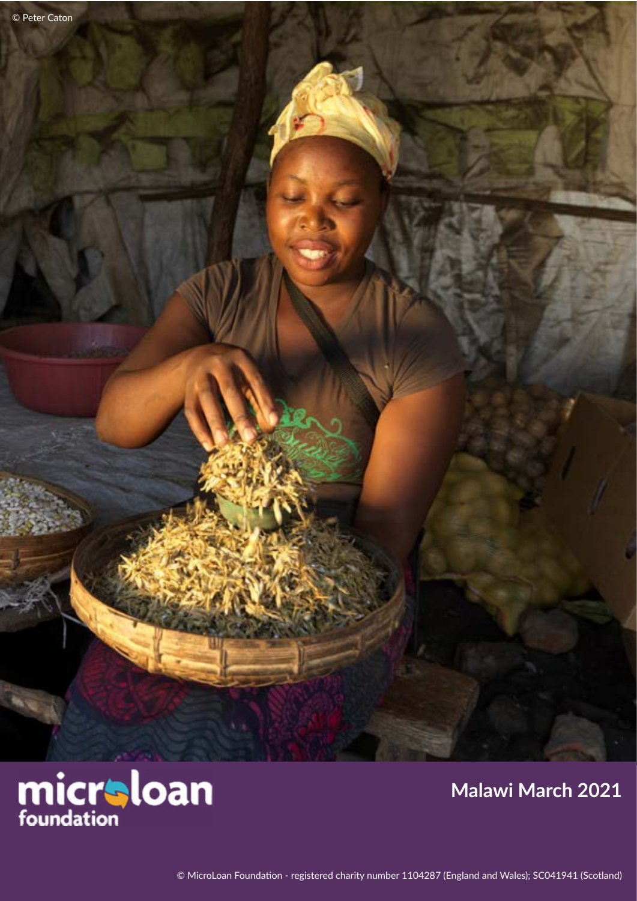© Peter Caton

microloan foundation

# Malawi March 2021

© MicroLoan Foundation - registered charity number 1104287 (England and Wales); SC041941 (Scotland)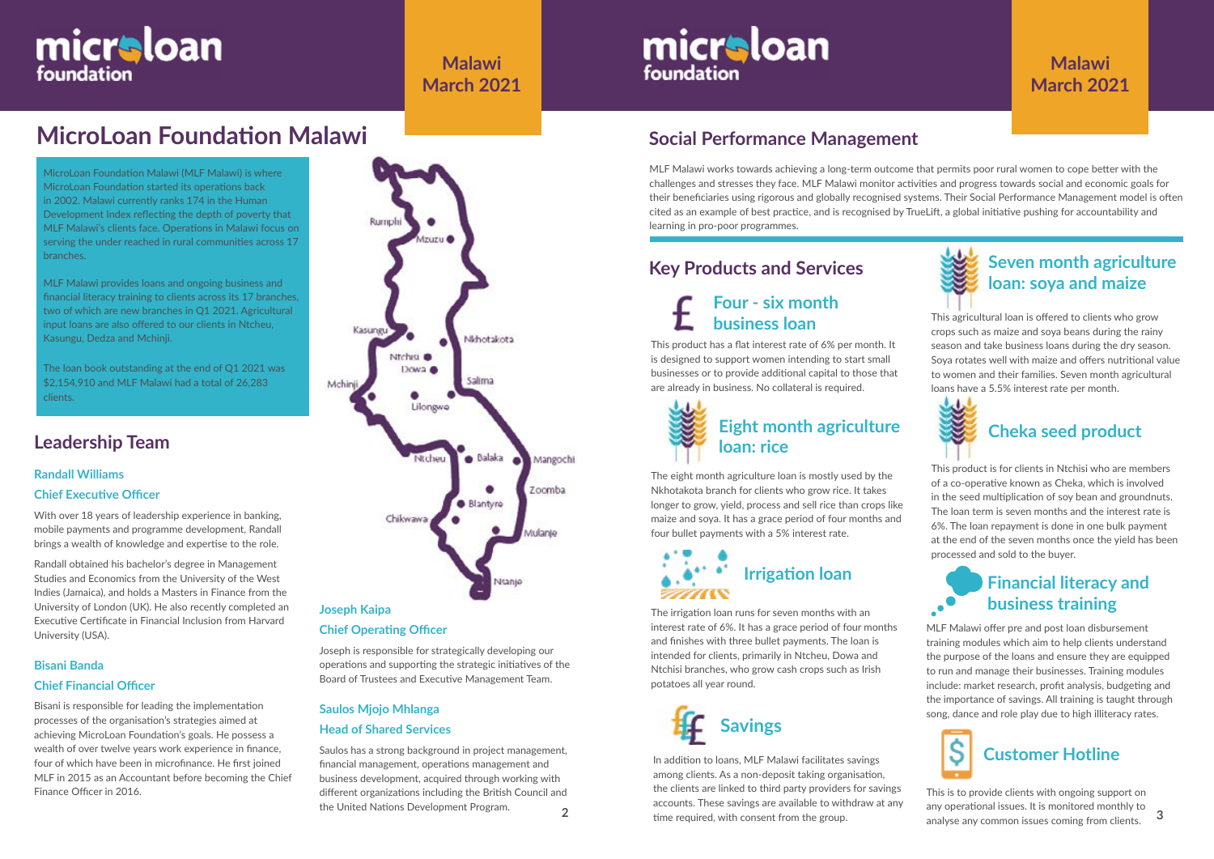# MicroLoan Foundation Malawi

Malawi
March 2021

MicroLoan Foundation Malawi (MLF Malawi) is where MicroLoan Foundation started its operations back in 2002. Malawi currently ranks 174 in the Human Development Index reflecting the depth of poverty that MLF Malawi's clients face. Operations in Malawi focus on serving the under reached in rural communities across 17 branches.

MLF Malawi provides loans and ongoing business and financial literacy training to clients across its 17 branches, two of which are new branches in Q1 2021. Agricultural input loans are also offered to our clients in Ntcheu, Kasungu, Dedza and Mchinji.

The loan book outstanding at the end of Q1 2021 was $2,154,910 and MLF Malawi had a total of 26,283 clients.

Rumphi, Mzuzu, Kasungu, Nkhotakota, Ntchisi, Dowa, Mchinji, Salima, Lilongwe, Ntcheu, Balaka, Mangochi, Zoomba, Blantyre, Chikwawa, Mulanje, Ntanje

## Leadership Team

### Randall Williams
### Chief Executive Officer

With over 18 years of leadership experience in banking, mobile payments and programme development, Randall brings a wealth of knowledge and expertise to the role.

Randall obtained his bachelor's degree in Management Studies and Economics from the University of the West Indies (Jamaica), and holds a Masters in Finance from the University of London (UK). He also recently completed an Executive Certificate in Financial Inclusion from Harvard University (USA).

### Bisani Banda
### Chief Financial Officer

Bisani is responsible for leading the implementation processes of the organisation's strategies aimed at achieving MicroLoan Foundation's goals. He possess a wealth of over twelve years work experience in finance, four of which have been in microfinance. He first joined MLF in 2015 as an Accountant before becoming the Chief Finance Officer in 2016.

### Joseph Kaipa
### Chief Operating Officer

Joseph is responsible for strategically developing our operations and supporting the strategic initiatives of the Board of Trustees and Executive Management Team.

### Saulos Mjojo Mhlanga
### Head of Shared Services

Saulos has a strong background in project management, financial management, operations management and business development, acquired through working with different organizations including the British Council and the United Nations Development Program.

## Social Performance Management

MLF Malawi works towards achieving a long-term outcome that permits poor rural women to cope better with the challenges and stresses they face. MLF Malawi monitor activities and progress towards social and economic goals for their beneficiaries using rigorous and globally recognised systems. Their Social Performance Management model is often cited as an example of best practice, and is recognised by TrueLift, a global initiative pushing for accountability and learning in pro-poor programmes.

## Key Products and Services

### Four - six month business loan

This product has a flat interest rate of 6% per month. It is designed to support women intending to start small businesses or to provide additional capital to those that are already in business. No collateral is required.

### Eight month agriculture loan: rice

The eight month agriculture loan is mostly used by the Nkhotakota branch for clients who grow rice. It takes longer to grow, yield, process and sell rice than crops like maize and soya. It has a grace period of four months and four bullet payments with a 5% interest rate.

### Irrigation loan

The irrigation loan runs for seven months with an interest rate of 6%. It has a grace period of four months and finishes with three bullet payments. The loan is intended for clients, primarily in Ntcheu, Dowa and Ntchisi branches, who grow cash crops such as Irish potatoes all year round.

### Savings

In addition to loans, MLF Malawi facilitates savings among clients. As a non-deposit taking organisation, the clients are linked to third party providers for savings accounts. These savings are available to withdraw at any time required, with consent from the group.

### Seven month agriculture loan: soya and maize

This agricultural loan is offered to clients who grow crops such as maize and soya beans during the rainy season and take business loans during the dry season. Soya rotates well with maize and offers nutritional value to women and their families. Seven month agricultural loans have a 5.5% interest rate per month.

### Cheka seed product

This product is for clients in Ntchisi who are members of a co-operative known as Cheka, which is involved in the seed multiplication of soy bean and groundnuts. The loan term is seven months and the interest rate is 6%. The loan repayment is done in one bulk payment at the end of the seven months once the yield has been processed and sold to the buyer.

### Financial literacy and business training

MLF Malawi offer pre and post loan disbursement training modules which aim to help clients understand the purpose of the loans and ensure they are equipped to run and manage their businesses. Training modules include: market research, profit analysis, budgeting and the importance of savings. All training is taught through song, dance and role play due to high illiteracy rates.

### Customer Hotline

This is to provide clients with ongoing support on any operational issues. It is monitored monthly to analyse any common issues coming from clients.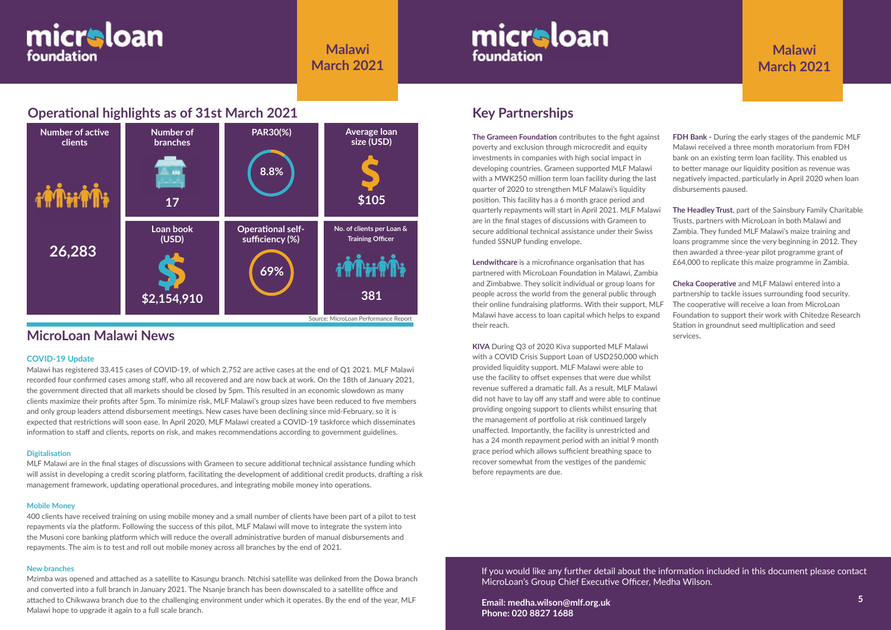# Malawi March 2021

## Operational highlights as of 31st March 2021

| Number of active clients | Number of branches | PAR30(%) | Average loan size (USD) |
|---|---|---|---|
| 26,283 | 17 | 8.8% | $105 |
| | **Loan book (USD)** | **Operational self-sufficiency (%)** | **No. of clients per Loan & Training Officer** |
| | $2,154,910 | 69% | 381 |

Source: MicroLoan Performance Report

## MicroLoan Malawi News

### COVID-19 Update

Malawi has registered 33,415 cases of COVID-19, of which 2,752 are active cases at the end of Q1 2021. MLF Malawi recorded four confirmed cases among staff, who all recovered and are now back at work. On the 18th of January 2021, the government directed that all markets should be closed by 5pm. This resulted in an economic slowdown as many clients maximize their profits after 5pm. To minimize risk, MLF Malawi's group sizes have been reduced to five members and only group leaders attend disbursement meetings. New cases have been declining since mid-February, so it is expected that restrictions will soon ease. In April 2020, MLF Malawi created a COVID-19 taskforce which disseminates information to staff and clients, reports on risk, and makes recommendations according to government guidelines.

### Digitalisation

MLF Malawi are in the final stages of discussions with Grameen to secure additional technical assistance funding which will assist in developing a credit scoring platform, facilitating the development of additional credit products, drafting a risk management framework, updating operational procedures, and integrating mobile money into operations.

### Mobile Money

400 clients have received training on using mobile money and a small number of clients have been part of a pilot to test repayments via the platform. Following the success of this pilot, MLF Malawi will move to integrate the system into the Musoni core banking platform which will reduce the overall administrative burden of manual disbursements and repayments. The aim is to test and roll out mobile money across all branches by the end of 2021.

### New branches

Mzimba was opened and attached as a satellite to Kasungu branch. Ntchisi satellite was delinked from the Dowa branch and converted into a full branch in January 2021. The Nsanje branch has been downscaled to a satellite office and attached to Chikwawa branch due to the challenging environment under which it operates. By the end of the year, MLF Malawi hope to upgrade it again to a full scale branch.

## Key Partnerships

**The Grameen Foundation** contributes to the fight against poverty and exclusion through microcredit and equity investments in companies with high social impact in developing countries. Grameen supported MLF Malawi with a MWK250 million term loan facility during the last quarter of 2020 to strengthen MLF Malawi's liquidity position. This facility has a 6 month grace period and quarterly repayments will start in April 2021. MLF Malawi are in the final stages of discussions with Grameen to secure additional technical assistance under their Swiss funded SSNUP funding envelope.

**Lendwithcare** is a microfinance organisation that has partnered with MicroLoan Foundation in Malawi, Zambia and Zimbabwe. They solicit individual or group loans for people across the world from the general public through their online fundraising platforms. With their support, MLF Malawi have access to loan capital which helps to expand their reach.

**KIVA** During Q3 of 2020 Kiva supported MLF Malawi with a COVID Crisis Support Loan of USD250,000 which provided liquidity support. MLF Malawi were able to use the facility to offset expenses that were due whilst revenue suffered a dramatic fall. As a result, MLF Malawi did not have to lay off any staff and were able to continue providing ongoing support to clients whilst ensuring that the management of portfolio at risk continued largely unaffected. Importantly, the facility is unrestricted and has a 24 month repayment period with an initial 9 month grace period which allows sufficient breathing space to recover somewhat from the vestiges of the pandemic before repayments are due.

**FDH Bank -** During the early stages of the pandemic MLF Malawi received a three month moratorium from FDH bank on an existing term loan facility. This enabled us to better manage our liquidity position as revenue was negatively impacted, particularly in April 2020 when loan disbursements paused.

**The Headley Trust**, part of the Sainsbury Family Charitable Trusts, partners with MicroLoan in both Malawi and Zambia. They funded MLF Malawi's maize training and loans programme since the very beginning in 2012. They then awarded a three-year pilot programme grant of £64,000 to replicate this maize programme in Zambia.

**Cheka Cooperative** and MLF Malawi entered into a partnership to tackle issues surrounding food security. The cooperative will receive a loan from MicroLoan Foundation to support their work with Chitedze Research Station in groundnut seed multiplication and seed services.

If you would like any further detail about the information included in this document please contact MicroLoan's Group Chief Executive Officer, Medha Wilson.

**Email: medha.wilson@mlf.org.uk**
**Phone: 020 8827 1688**